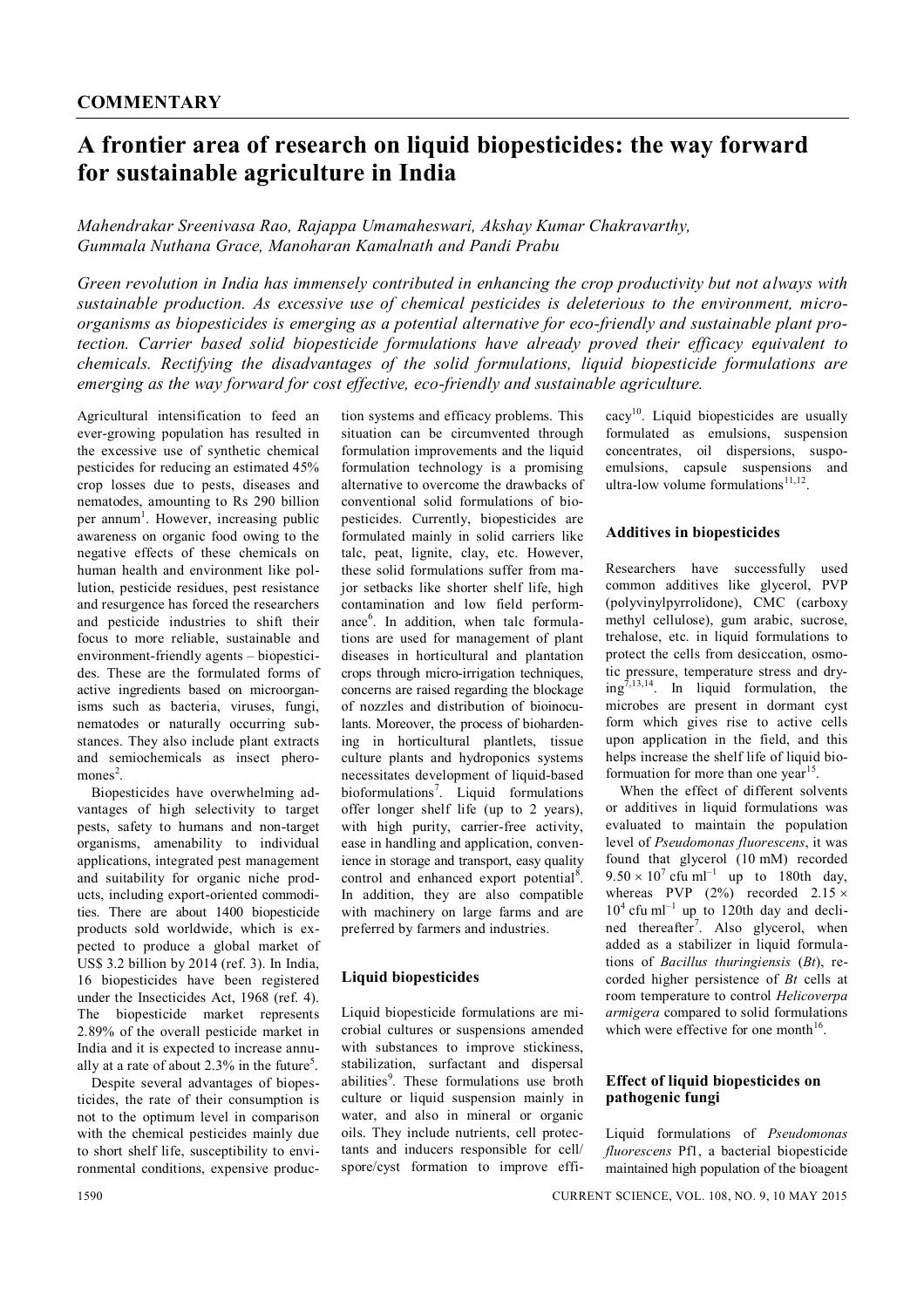**COMMENTARY**

# A frontier area of research on liquid biopesticides: the way forward for sustainable agriculture in India

*Mahendrakar Sreenivasa Rao, Rajappa Umamaheswari, Akshay Kumar Chakravarthy, Gummala Nuthana Grace, Manoharan Kamalnath and Pandi Prabu*

*Green revolution in India has immensely contributed in enhancing the crop productivity but not always with sustainable production. As excessive use of chemical pesticides is deleterious to the environment, microorganisms as biopesticides is emerging as a potential alternative for eco-friendly and sustainable plant protection. Carrier based solid biopesticide formulations have already proved their efficacy equivalent to chemicals. Rectifying the disadvantages of the solid formulations, liquid biopesticide formulations are emerging as the way forward for cost effective, eco-friendly and sustainable agriculture.*

Agricultural intensification to feed an ever-growing population has resulted in the excessive use of synthetic chemical pesticides for reducing an estimated 45% crop losses due to pests, diseases and nematodes, amounting to Rs 290 billion per annum[1]. However, increasing public awareness on organic food owing to the negative effects of these chemicals on human health and environment like pollution, pesticide residues, pest resistance and resurgence has forced the researchers and pesticide industries to shift their focus to more reliable, sustainable and environment-friendly agents – biopesticides. These are the formulated forms of active ingredients based on microorganisms such as bacteria, viruses, fungi, nematodes or naturally occurring substances. They also include plant extracts and semiochemicals as insect pheromones[2].

Biopesticides have overwhelming advantages of high selectivity to target pests, safety to humans and non-target organisms, amenability to individual applications, integrated pest management and suitability for organic niche products, including export-oriented commodities. There are about 1400 biopesticide products sold worldwide, which is expected to produce a global market of US$ 3.2 billion by 2014 (ref. 3). In India, 16 biopesticides have been registered under the Insecticides Act, 1968 (ref. 4). The biopesticide market represents 2.89% of the overall pesticide market in India and it is expected to increase annually at a rate of about 2.3% in the future[5].

Despite several advantages of biopesticides, the rate of their consumption is not to the optimum level in comparison with the chemical pesticides mainly due to short shelf life, susceptibility to environmental conditions, expensive production systems and efficacy problems. This situation can be circumvented through formulation improvements and the liquid formulation technology is a promising alternative to overcome the drawbacks of conventional solid formulations of biopesticides. Currently, biopesticides are formulated mainly in solid carriers like talc, peat, lignite, clay, etc. However, these solid formulations suffer from major setbacks like shorter shelf life, high contamination and low field performance[6]. In addition, when talc formulations are used for management of plant diseases in horticultural and plantation crops through micro-irrigation techniques, concerns are raised regarding the blockage of nozzles and distribution of bioinoculants. Moreover, the process of biohardening in horticultural plantlets, tissue culture plants and hydroponics systems necessitates development of liquid-based bioformulations[7]. Liquid formulations offer longer shelf life (up to 2 years), with high purity, carrier-free activity, ease in handling and application, convenience in storage and transport, easy quality control and enhanced export potential[8]. In addition, they are also compatible with machinery on large farms and are preferred by farmers and industries.

## Liquid biopesticides

Liquid biopesticide formulations are microbial cultures or suspensions amended with substances to improve stickiness, stabilization, surfactant and dispersal abilities[9]. These formulations use broth culture or liquid suspension mainly in water, and also in mineral or organic oils. They include nutrients, cell protectants and inducers responsible for cell/spore/cyst formation to improve efficacy[10]. Liquid biopesticides are usually formulated as emulsions, suspension concentrates, oil dispersions, suspoemulsions, capsule suspensions and ultra-low volume formulations[11,12].

## Additives in biopesticides

Researchers have successfully used common additives like glycerol, PVP (polyvinylpyrrolidone), CMC (carboxy methyl cellulose), gum arabic, sucrose, trehalose, etc. in liquid formulations to protect the cells from desiccation, osmotic pressure, temperature stress and drying[7,13,14]. In liquid formulation, the microbes are present in dormant cyst form which gives rise to active cells upon application in the field, and this helps increase the shelf life of liquid bioformuation for more than one year[15].

When the effect of different solvents or additives in liquid formulations was evaluated to maintain the population level of *Pseudomonas fluorescens*, it was found that glycerol (10 mM) recorded $9.50 \times 10^7$ cfu ml$^{-1}$ up to 180th day, whereas PVP (2%) recorded $2.15 \times 10^4$ cfu ml$^{-1}$ up to 120th day and declined thereafter[7]. Also glycerol, when added as a stabilizer in liquid formulations of *Bacillus thuringiensis* (*Bt*), recorded higher persistence of *Bt* cells at room temperature to control *Helicoverpa armigera* compared to solid formulations which were effective for one month[16].

## Effect of liquid biopesticides on pathogenic fungi

Liquid formulations of *Pseudomonas fluorescens* Pf1, a bacterial biopesticide maintained high population of the bioagent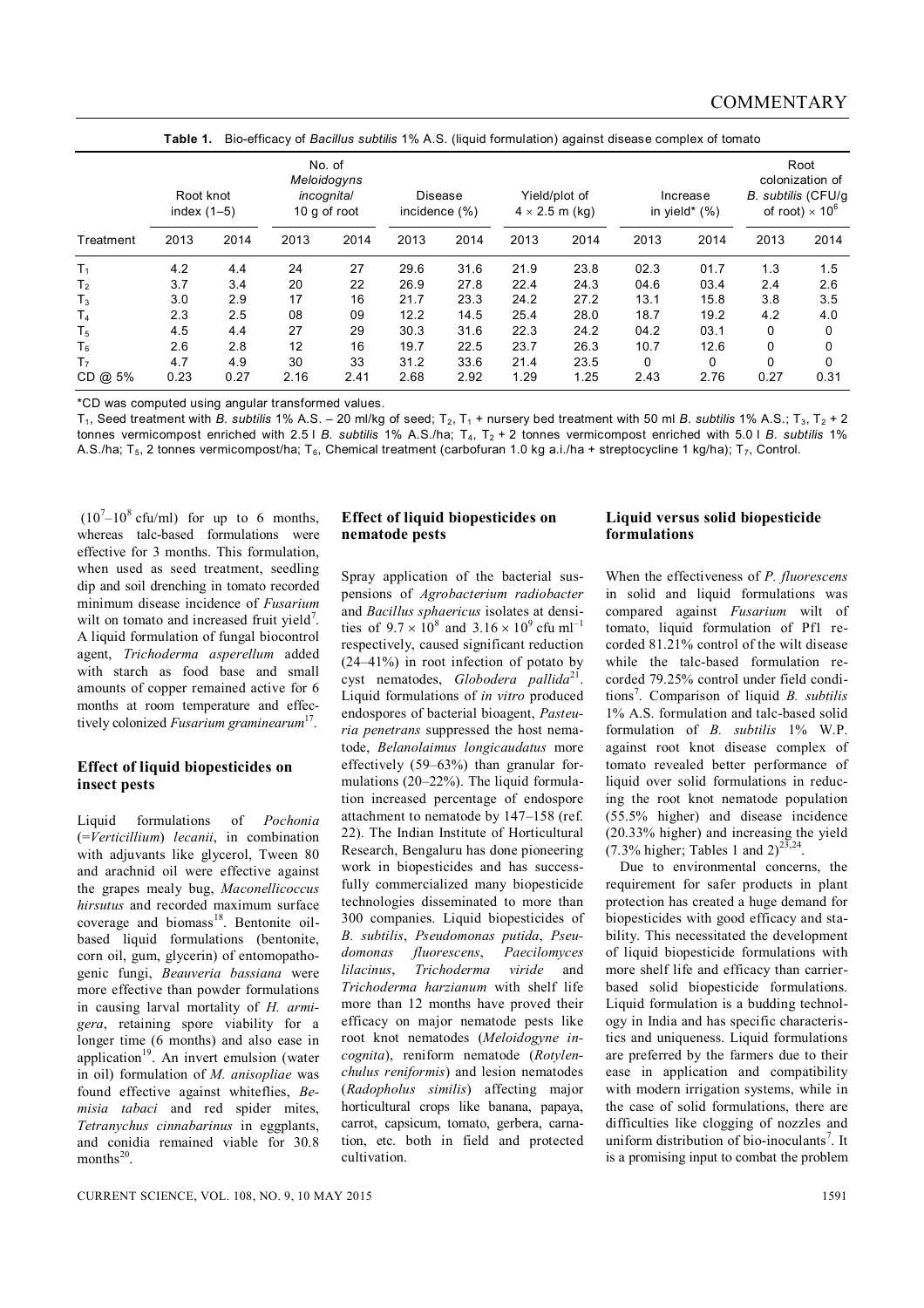**Table 1.** Bio-efficacy of *Bacillus subtilis* 1% A.S. (liquid formulation) against disease complex of tomato

| Treatment | Root knot index (1–5) | | No. of *Meloidogyns incognita*/ 10 g of root | | Disease incidence (%) | | Yield/plot of $4 \times 2.5$ m (kg) | | Increase in yield* (%) | | Root colonization of *B. subtilis* (CFU/g of root) $\times 10^6$ | |
|---|---|---|---|---|---|---|---|---|---|---|---|---|
| | 2013 | 2014 | 2013 | 2014 | 2013 | 2014 | 2013 | 2014 | 2013 | 2014 | 2013 | 2014 |
| $T_1$ | 4.2 | 4.4 | 24 | 27 | 29.6 | 31.6 | 21.9 | 23.8 | 02.3 | 01.7 | 1.3 | 1.5 |
| $T_2$ | 3.7 | 3.4 | 20 | 22 | 26.9 | 27.8 | 22.4 | 24.3 | 04.6 | 03.4 | 2.4 | 2.6 |
| $T_3$ | 3.0 | 2.9 | 17 | 16 | 21.7 | 23.3 | 24.2 | 27.2 | 13.1 | 15.8 | 3.8 | 3.5 |
| $T_4$ | 2.3 | 2.5 | 08 | 09 | 12.2 | 14.5 | 25.4 | 28.0 | 18.7 | 19.2 | 4.2 | 4.0 |
| $T_5$ | 4.5 | 4.4 | 27 | 29 | 30.3 | 31.6 | 22.3 | 24.2 | 04.2 | 03.1 | 0 | 0 |
| $T_6$ | 2.6 | 2.8 | 12 | 16 | 19.7 | 22.5 | 23.7 | 26.3 | 10.7 | 12.6 | 0 | 0 |
| $T_7$ | 4.7 | 4.9 | 30 | 33 | 31.2 | 33.6 | 21.4 | 23.5 | 0 | 0 | 0 | 0 |
| CD @ 5% | 0.23 | 0.27 | 2.16 | 2.41 | 2.68 | 2.92 | 1.29 | 1.25 | 2.43 | 2.76 | 0.27 | 0.31 |

*CD was computed using angular transformed values.

$T_1$, Seed treatment with *B. subtilis* 1% A.S. – 20 ml/kg of seed; $T_2$, $T_1$ + nursery bed treatment with 50 ml *B. subtilis* 1% A.S.; $T_3$, $T_2$ + 2 tonnes vermicompost enriched with 2.5 l *B. subtilis* 1% A.S./ha; $T_4$, $T_2$ + 2 tonnes vermicompost enriched with 5.0 l *B. subtilis* 1% A.S./ha; $T_5$, 2 tonnes vermicompost/ha; $T_6$, Chemical treatment (carbofuran 1.0 kg a.i./ha + streptocycline 1 kg/ha); $T_7$, Control.

($10^7$–$10^8$ cfu/ml) for up to 6 months, whereas talc-based formulations were effective for 3 months. This formulation, when used as seed treatment, seedling dip and soil drenching in tomato recorded minimum disease incidence of *Fusarium* wilt on tomato and increased fruit yield[7]. A liquid formulation of fungal biocontrol agent, *Trichoderma asperellum* added with starch as food base and small amounts of copper remained active for 6 months at room temperature and effectively colonized *Fusarium graminearum*[17].

## Effect of liquid biopesticides on insect pests

Liquid formulations of *Pochonia* (=*Verticillium*) *lecanii*, in combination with adjuvants like glycerol, Tween 80 and arachnid oil were effective against the grapes mealy bug, *Maconellicoccus hirsutus* and recorded maximum surface coverage and biomass[18]. Bentonite oil-based liquid formulations (bentonite, corn oil, gum, glycerin) of entomopathogenic fungi, *Beauveria bassiana* were more effective than powder formulations in causing larval mortality of *H. armigera*, retaining spore viability for a longer time (6 months) and also ease in application[19]. An invert emulsion (water in oil) formulation of *M. anisopliae* was found effective against whiteflies, *Bemisia tabaci* and red spider mites, *Tetranychus cinnabarinus* in eggplants, and conidia remained viable for 30.8 months[20].

## Effect of liquid biopesticides on nematode pests

Spray application of the bacterial suspensions of *Agrobacterium radiobacter* and *Bacillus sphaericus* isolates at densities of $9.7 \times 10^8$ and $3.16 \times 10^9$ cfu ml$^{-1}$ respectively, caused significant reduction (24–41%) in root infection of potato by cyst nematodes, *Globodera pallida*[21]. Liquid formulations of *in vitro* produced endospores of bacterial bioagent, *Pasteuria penetrans* suppressed the host nematode, *Belanolaimus longicaudatus* more effectively (59–63%) than granular formulations (20–22%). The liquid formulation increased percentage of endospore attachment to nematode by 147–158 (ref. 22). The Indian Institute of Horticultural Research, Bengaluru has done pioneering work in biopesticides and has successfully commercialized many biopesticide technologies disseminated to more than 300 companies. Liquid biopesticides of *B. subtilis*, *Pseudomonas putida*, *Pseudomonas fluorescens*, *Paecilomyces lilacinus*, *Trichoderma viride* and *Trichoderma harzianum* with shelf life more than 12 months have proved their efficacy on major nematode pests like root knot nematodes (*Meloidogyne incognita*), reniform nematode (*Rotylenchulus reniformis*) and lesion nematodes (*Radopholus similis*) affecting major horticultural crops like banana, papaya, carrot, capsicum, tomato, gerbera, carnation, etc. both in field and protected cultivation.

## Liquid versus solid biopesticide formulations

When the effectiveness of *P. fluorescens* in solid and liquid formulations was compared against *Fusarium* wilt of tomato, liquid formulation of Pf1 recorded 81.21% control of the wilt disease while the talc-based formulation recorded 79.25% control under field conditions[7]. Comparison of liquid *B. subtilis* 1% A.S. formulation and talc-based solid formulation of *B. subtilis* 1% W.P. against root knot disease complex of tomato revealed better performance of liquid over solid formulations in reducing the root knot nematode population (55.5% higher) and disease incidence (20.33% higher) and increasing the yield (7.3% higher; Tables 1 and 2)[23,24].

Due to environmental concerns, the requirement for safer products in plant protection has created a huge demand for biopesticides with good efficacy and stability. This necessitated the development of liquid biopesticide formulations with more shelf life and efficacy than carrier-based solid biopesticide formulations. Liquid formulation is a budding technology in India and has specific characteristics and uniqueness. Liquid formulations are preferred by the farmers due to their ease in application and compatibility with modern irrigation systems, while in the case of solid formulations, there are difficulties like clogging of nozzles and uniform distribution of bio-inoculants[7]. It is a promising input to combat the problem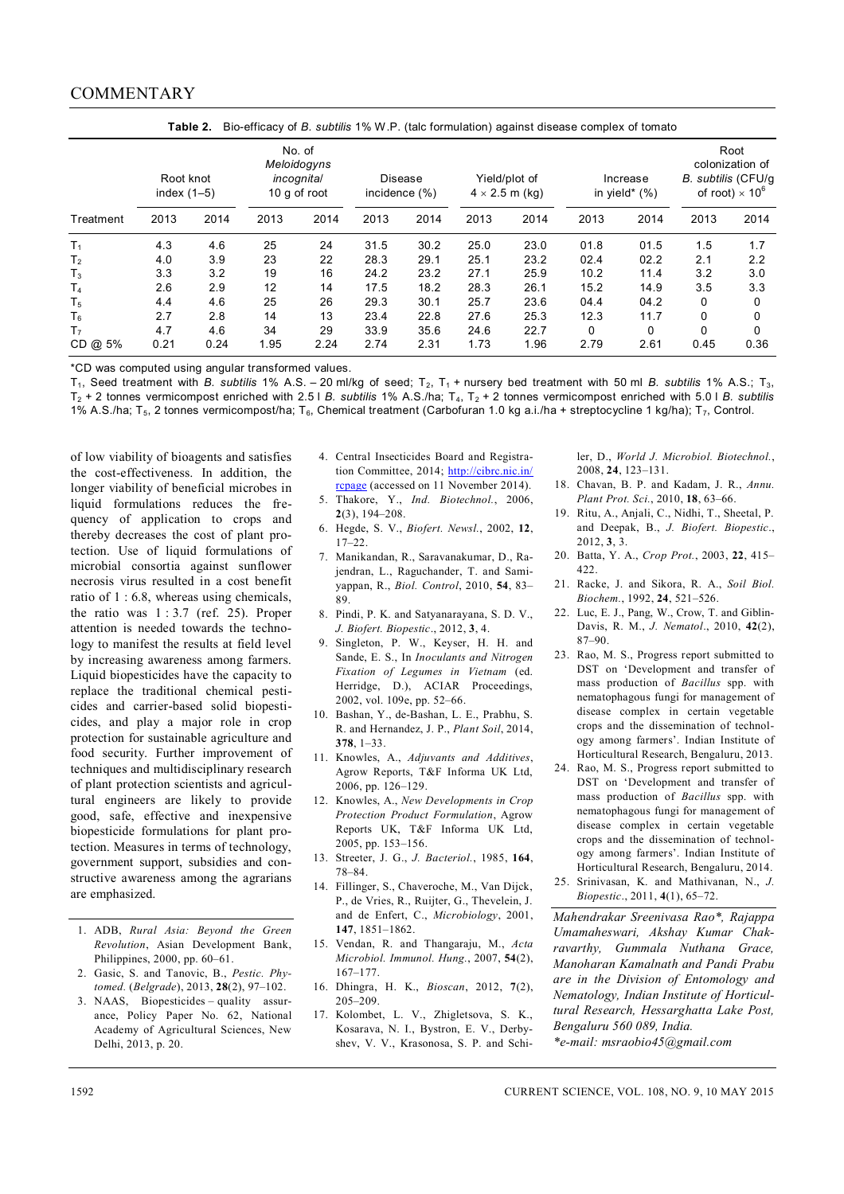Table 2. Bio-efficacy of *B. subtilis* 1% W.P. (talc formulation) against disease complex of tomato

| Treatment | Root knot index (1–5) | | No. of *Meloidogyns incognita*/ 10 g of root | | Disease incidence (%) | | Yield/plot of $4 \times 2.5$ m (kg) | | Increase in yield* (%) | | Root colonization of *B. subtilis* (CFU/g of root) $\times 10^6$ | |
|---|---|---|---|---|---|---|---|---|---|---|---|---|
| | 2013 | 2014 | 2013 | 2014 | 2013 | 2014 | 2013 | 2014 | 2013 | 2014 | 2013 | 2014 |
| $T_1$ | 4.3 | 4.6 | 25 | 24 | 31.5 | 30.2 | 25.0 | 23.0 | 01.8 | 01.5 | 1.5 | 1.7 |
| $T_2$ | 4.0 | 3.9 | 23 | 22 | 28.3 | 29.1 | 25.1 | 23.2 | 02.4 | 02.2 | 2.1 | 2.2 |
| $T_3$ | 3.3 | 3.2 | 19 | 16 | 24.2 | 23.2 | 27.1 | 25.9 | 10.2 | 11.4 | 3.2 | 3.0 |
| $T_4$ | 2.6 | 2.9 | 12 | 14 | 17.5 | 18.2 | 28.3 | 26.1 | 15.2 | 14.9 | 3.5 | 3.3 |
| $T_5$ | 4.4 | 4.6 | 25 | 26 | 29.3 | 30.1 | 25.7 | 23.6 | 04.4 | 04.2 | 0 | 0 |
| $T_6$ | 2.7 | 2.8 | 14 | 13 | 23.4 | 22.8 | 27.6 | 25.3 | 12.3 | 11.7 | 0 | 0 |
| $T_7$ | 4.7 | 4.6 | 34 | 29 | 33.9 | 35.6 | 24.6 | 22.7 | 0 | 0 | 0 | 0 |
| CD @ 5% | 0.21 | 0.24 | 1.95 | 2.24 | 2.74 | 2.31 | 1.73 | 1.96 | 2.79 | 2.61 | 0.45 | 0.36 |

*CD was computed using angular transformed values.

$T_1$, Seed treatment with *B. subtilis* 1% A.S. – 20 ml/kg of seed; $T_2$, $T_1$ + nursery bed treatment with 50 ml *B. subtilis* 1% A.S.; $T_3$, $T_2$ + 2 tonnes vermicompost enriched with 2.5 l *B. subtilis* 1% A.S./ha; $T_4$, $T_2$ + 2 tonnes vermicompost enriched with 5.0 l *B. subtilis* 1% A.S./ha; $T_5$, 2 tonnes vermicompost/ha; $T_6$, Chemical treatment (Carbofuran 1.0 kg a.i./ha + streptocycline 1 kg/ha); $T_7$, Control.

of low viability of bioagents and satisfies the cost-effectiveness. In addition, the longer viability of beneficial microbes in liquid formulations reduces the frequency of application to crops and thereby decreases the cost of plant protection. Use of liquid formulations of microbial consortia against sunflower necrosis virus resulted in a cost benefit ratio of 1 : 6.8, whereas using chemicals, the ratio was 1 : 3.7 (ref. 25). Proper attention is needed towards the technology to manifest the results at field level by increasing awareness among farmers. Liquid biopesticides have the capacity to replace the traditional chemical pesticides and carrier-based solid biopesticides, and play a major role in crop protection for sustainable agriculture and food security. Further improvement of techniques and multidisciplinary research of plant protection scientists and agricultural engineers are likely to provide good, safe, effective and inexpensive biopesticide formulations for plant protection. Measures in terms of technology, government support, subsidies and constructive awareness among the agrarians are emphasized.

1. ADB, *Rural Asia: Beyond the Green Revolution*, Asian Development Bank, Philippines, 2000, pp. 60–61.
2. Gasic, S. and Tanovic, B., *Pestic. Phytomed.* (*Belgrade*), 2013, **28**(2), 97–102.
3. NAAS, Biopesticides – quality assurance, Policy Paper No. 62, National Academy of Agricultural Sciences, New Delhi, 2013, p. 20.
4. Central Insecticides Board and Registration Committee, 2014; http://cibrc.nic.in/rcpage (accessed on 11 November 2014).
5. Thakore, Y., *Ind. Biotechnol.*, 2006, **2**(3), 194–208.
6. Hegde, S. V., *Biofert. Newsl.*, 2002, **12**, 17–22.
7. Manikandan, R., Saravanakumar, D., Rajendran, L., Raguchander, T. and Samiyappan, R., *Biol. Control*, 2010, **54**, 83–89.
8. Pindi, P. K. and Satyanarayana, S. D. V., *J. Biofert. Biopestic*., 2012, **3**, 4.
9. Singleton, P. W., Keyser, H. H. and Sande, E. S., In *Inoculants and Nitrogen Fixation of Legumes in Vietnam* (ed. Herridge, D.), ACIAR Proceedings, 2002, vol. 109e, pp. 52–66.
10. Bashan, Y., de-Bashan, L. E., Prabhu, S. R. and Hernandez, J. P., *Plant Soil*, 2014, **378**, 1–33.
11. Knowles, A., *Adjuvants and Additives*, Agrow Reports, T&F Informa UK Ltd, 2006, pp. 126–129.
12. Knowles, A., *New Developments in Crop Protection Product Formulation*, Agrow Reports UK, T&F Informa UK Ltd, 2005, pp. 153–156.
13. Streeter, J. G., *J. Bacteriol.*, 1985, **164**, 78–84.
14. Fillinger, S., Chaveroche, M., Van Dijck, P., de Vries, R., Ruijter, G., Thevelein, J. and de Enfert, C., *Microbiology*, 2001, **147**, 1851–1862.
15. Vendan, R. and Thangaraju, M., *Acta Microbiol. Immunol. Hung.*, 2007, **54**(2), 167–177.
16. Dhingra, H. K., *Bioscan*, 2012, **7**(2), 205–209.
17. Kolombet, L. V., Zhigletsova, S. K., Kosarava, N. I., Bystron, E. V., Derbyshev, V. V., Krasonosa, S. P. and Schiller, D., *World J. Microbiol. Biotechnol.*, 2008, **24**, 123–131.
18. Chavan, B. P. and Kadam, J. R., *Annu. Plant Prot. Sci*., 2010, **18**, 63–66.
19. Ritu, A., Anjali, C., Nidhi, T., Sheetal, P. and Deepak, B., *J. Biofert. Biopestic*., 2012, **3**, 3.
20. Batta, Y. A., *Crop Prot.*, 2003, **22**, 415–422.
21. Racke, J. and Sikora, R. A., *Soil Biol. Biochem.*, 1992, **24**, 521–526.
22. Luc, E. J., Pang, W., Crow, T. and Giblin-Davis, R. M., *J. Nematol*., 2010, **42**(2), 87–90.
23. Rao, M. S., Progress report submitted to DST on 'Development and transfer of mass production of *Bacillus* spp. with nematophagous fungi for management of disease complex in certain vegetable crops and the dissemination of technology among farmers'. Indian Institute of Horticultural Research, Bengaluru, 2013.
24. Rao, M. S., Progress report submitted to DST on 'Development and transfer of mass production of *Bacillus* spp. with nematophagous fungi for management of disease complex in certain vegetable crops and the dissemination of technology among farmers'. Indian Institute of Horticultural Research, Bengaluru, 2014.
25. Srinivasan, K. and Mathivanan, N., *J. Biopestic*., 2011, **4**(1), 65–72.

*Mahendrakar Sreenivasa Rao\*, Rajappa Umamaheswari, Akshay Kumar Chakravarthy, Gummala Nuthana Grace, Manoharan Kamalnath and Pandi Prabu are in the Division of Entomology and Nematology, Indian Institute of Horticultural Research, Hessarghatta Lake Post, Bengaluru 560 089, India.*
*\*e-mail: msraobio45@gmail.com*